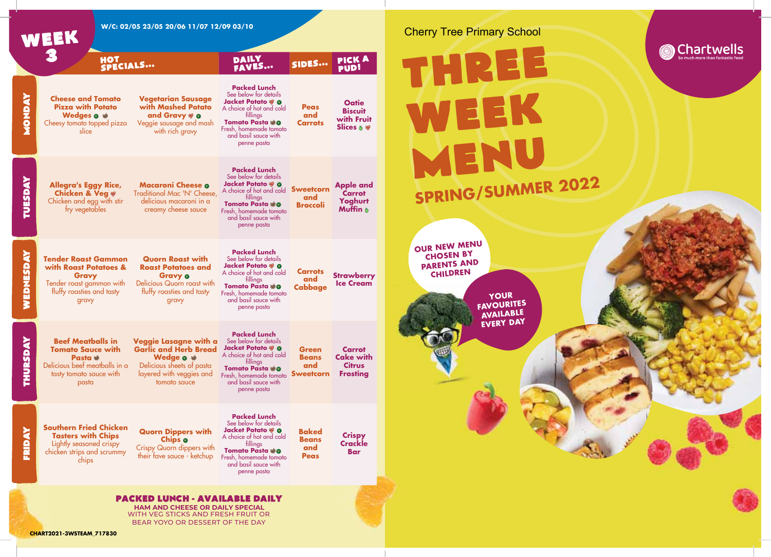# WEEK 3

W/C: 02/05 23/05 20/06 11/07 12/09 03/10

| | HOT SPECIALS... | | DAILY FAVES... | SIDES... | PICK A PUD! |
|---|---|---|---|---|---|
| **MONDAY** | **Cheese and Tomato Pizza with Potato Wedges** Cheesy tomato topped pizza slice | **Vegetarian Sausage with Mashed Potato and Gravy** Veggie sausage and mash with rich gravy | **Packed Lunch** See below for details **Jacket Potato** A choice of hot and cold fillings **Tomato Pasta** Fresh, homemade tomato and basil sauce with penne pasta | **Peas and Carrots** | **Oatie Biscuit with Fruit Slices** |
| **TUESDAY** | **Allegra's Eggy Rice, Chicken & Veg** Chicken and egg with stir fry vegetables | **Macaroni Cheese** Traditional Mac 'N' Cheese, delicious macaroni in a creamy cheese sauce | **Packed Lunch** See below for details **Jacket Potato** A choice of hot and cold fillings **Tomato Pasta** Fresh, homemade tomato and basil sauce with penne pasta | **Sweetcorn and Broccoli** | **Apple and Carrot Yoghurt Muffin** |
| **WEDNESDAY** | **Tender Roast Gammon with Roast Potatoes & Gravy** Tender roast gammon with fluffy roasties and tasty gravy | **Quorn Roast with Roast Potatoes and Gravy** Delicious Quorn roast with fluffy roasties and tasty gravy | **Packed Lunch** See below for details **Jacket Potato** A choice of hot and cold fillings **Tomato Pasta** Fresh, homemade tomato and basil sauce with penne pasta | **Carrots and Cabbage** | **Strawberry Ice Cream** |
| **THURSDAY** | **Beef Meatballs in Tomato Sauce with Pasta** Delicious beef meatballs in a tasty tomato sauce with pasta | **Veggie Lasagne with a Garlic and Herb Bread Wedge** Delicious sheets of pasta layered with veggies and tomato sauce | **Packed Lunch** See below for details **Jacket Potato** A choice of hot and cold fillings **Tomato Pasta** Fresh, homemade tomato and basil sauce with penne pasta | **Green Beans and Sweetcorn** | **Carrot Cake with Citrus Frosting** |
| **FRIDAY** | **Southern Fried Chicken Tasters with Chips** Lightly seasoned crispy chicken strips and scrummy chips | **Quorn Dippers with Chips** Crispy Quorn dippers with their fave sauce - ketchup | **Packed Lunch** See below for details **Jacket Potato** A choice of hot and cold fillings **Tomato Pasta** Fresh, homemade tomato and basil sauce with penne pasta | **Baked Beans and Peas** | **Crispy Crackle Bar** |

**PACKED LUNCH - AVAILABLE DAILY**

HAM AND CHEESE OR DAILY SPECIAL
WITH VEG STICKS AND FRESH FRUIT OR
BEAR YOYO OR DESSERT OF THE DAY

CHART2021-3WSTEAM_717830

Cherry Tree Primary School

Chartwells
So much more than fantastic food

# THREE WEEK MENU

## SPRING/SUMMER 2022

OUR NEW MENU CHOSEN BY PARENTS AND CHILDREN

YOUR FAVOURITES AVAILABLE EVERY DAY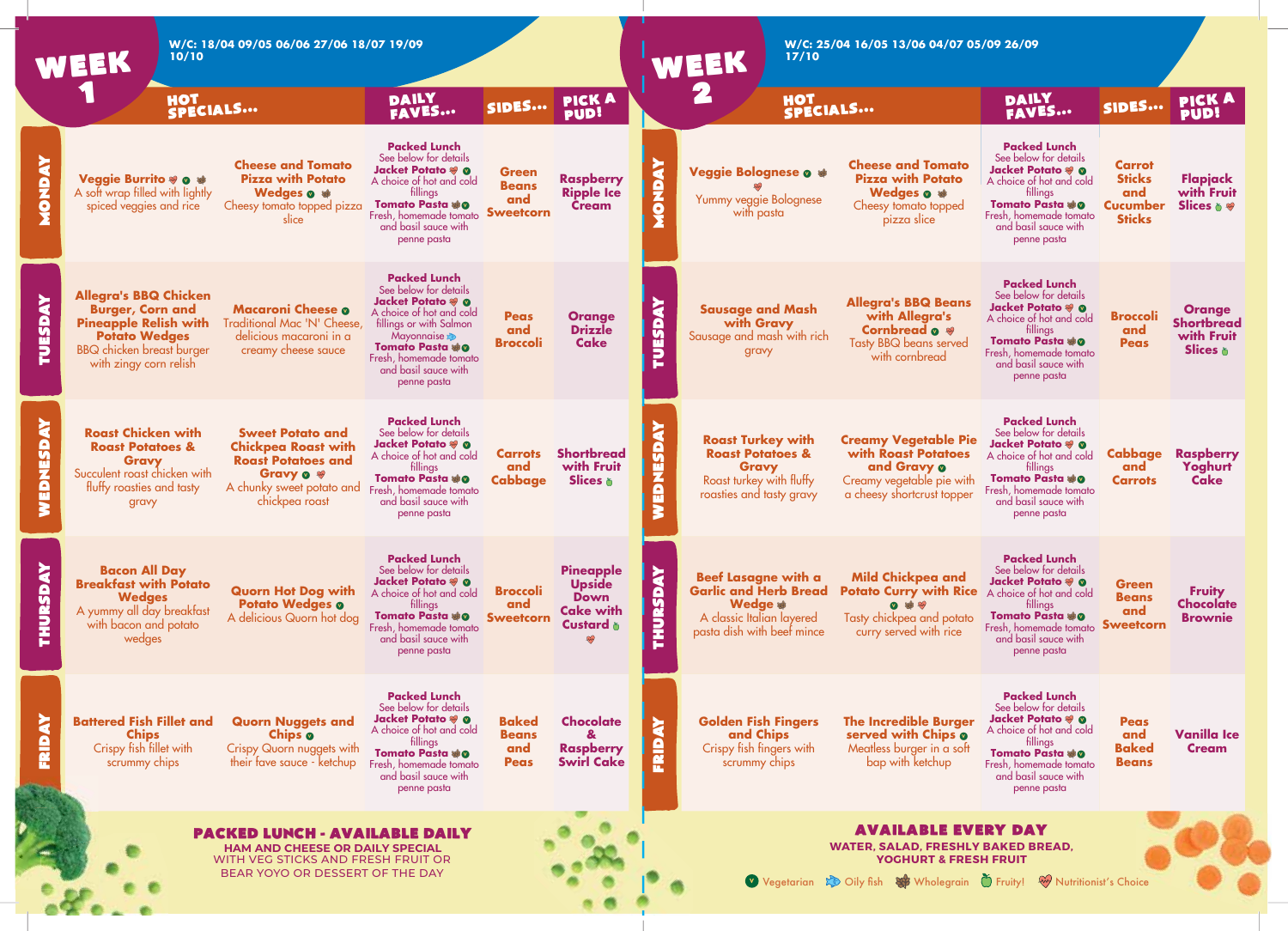# WEEK 1

W/C: 18/04 09/05 06/06 27/06 18/07 19/09 10/10

| | HOT SPECIALS... | | DAILY FAVES... | SIDES... | PICK A PUD! |
|---|---|---|---|---|---|
| MONDAY | **Veggie Burrito** A soft wrap filled with lightly spiced veggies and rice | **Cheese and Tomato Pizza with Potato Wedges** Cheesy tomato topped pizza slice | **Packed Lunch** See below for details **Jacket Potato** A choice of hot and cold fillings **Tomato Pasta** Fresh, homemade tomato and basil sauce with penne pasta | **Green Beans and Sweetcorn** | **Raspberry Ripple Ice Cream** |
| TUESDAY | **Allegra's BBQ Chicken Burger, Corn and Pineapple Relish with Potato Wedges** BBQ chicken breast burger with zingy corn relish | **Macaroni Cheese** Traditional Mac 'N' Cheese, delicious macaroni in a creamy cheese sauce | **Packed Lunch** See below for details **Jacket Potato** A choice of hot and cold fillings or with Salmon Mayonnaise **Tomato Pasta** Fresh, homemade tomato and basil sauce with penne pasta | **Peas and Broccoli** | **Orange Drizzle Cake** |
| WEDNESDAY | **Roast Chicken with Roast Potatoes & Gravy** Succulent roast chicken with fluffy roasties and tasty gravy | **Sweet Potato and Chickpea Roast with Roast Potatoes and Gravy** A chunky sweet potato and chickpea roast | **Packed Lunch** See below for details **Jacket Potato** A choice of hot and cold fillings **Tomato Pasta** Fresh, homemade tomato and basil sauce with penne pasta | **Carrots and Cabbage** | **Shortbread with Fruit Slices** |
| THURSDAY | **Bacon All Day Breakfast with Potato Wedges** A yummy all day breakfast with bacon and potato wedges | **Quorn Hot Dog with Potato Wedges** A delicious Quorn hot dog | **Packed Lunch** See below for details **Jacket Potato** A choice of hot and cold fillings **Tomato Pasta** Fresh, homemade tomato and basil sauce with penne pasta | **Broccoli and Sweetcorn** | **Pineapple Upside Down Cake with Custard** |
| FRIDAY | **Battered Fish Fillet and Chips** Crispy fish fillet with scrummy chips | **Quorn Nuggets and Chips** Crispy Quorn nuggets with their fave sauce - ketchup | **Packed Lunch** See below for details **Jacket Potato** A choice of hot and cold fillings **Tomato Pasta** Fresh, homemade tomato and basil sauce with penne pasta | **Baked Beans and Peas** | **Chocolate & Raspberry Swirl Cake** |

## PACKED LUNCH - AVAILABLE DAILY

HAM AND CHEESE OR DAILY SPECIAL
WITH VEG STICKS AND FRESH FRUIT OR
BEAR YOYO OR DESSERT OF THE DAY

# WEEK 2

W/C: 25/04 16/05 13/06 04/07 05/09 26/09 17/10

| | HOT SPECIALS... | | DAILY FAVES... | SIDES... | PICK A PUD! |
|---|---|---|---|---|---|
| MONDAY | **Veggie Bolognese** Yummy veggie Bolognese with pasta | **Cheese and Tomato Pizza with Potato Wedges** Cheesy tomato topped pizza slice | **Packed Lunch** See below for details **Jacket Potato** A choice of hot and cold fillings **Tomato Pasta** Fresh, homemade tomato and basil sauce with penne pasta | **Carrot Sticks and Cucumber Sticks** | **Flapjack with Fruit Slices** |
| TUESDAY | **Sausage and Mash with Gravy** Sausage and mash with rich gravy | **Allegra's BBQ Beans with Allegra's Cornbread** Tasty BBQ beans served with cornbread | **Packed Lunch** See below for details **Jacket Potato** A choice of hot and cold fillings **Tomato Pasta** Fresh, homemade tomato and basil sauce with penne pasta | **Broccoli and Peas** | **Orange Shortbread with Fruit Slices** |
| WEDNESDAY | **Roast Turkey with Roast Potatoes & Gravy** Roast turkey with fluffy roasties and tasty gravy | **Creamy Vegetable Pie with Roast Potatoes and Gravy** Creamy vegetable pie with a cheesy shortcrust topper | **Packed Lunch** See below for details **Jacket Potato** A choice of hot and cold fillings **Tomato Pasta** Fresh, homemade tomato and basil sauce with penne pasta | **Cabbage and Carrots** | **Raspberry Yoghurt Cake** |
| THURSDAY | **Beef Lasagne with a Garlic and Herb Bread Wedge** A classic Italian layered pasta dish with beef mince | **Mild Chickpea and Potato Curry with Rice** Tasty chickpea and potato curry served with rice | **Packed Lunch** See below for details **Jacket Potato** A choice of hot and cold fillings **Tomato Pasta** Fresh, homemade tomato and basil sauce with penne pasta | **Green Beans and Sweetcorn** | **Fruity Chocolate Brownie** |
| FRIDAY | **Golden Fish Fingers and Chips** Crispy fish fingers with scrummy chips | **The Incredible Burger served with Chips** Meatless burger in a soft bap with ketchup | **Packed Lunch** See below for details **Jacket Potato** A choice of hot and cold fillings **Tomato Pasta** Fresh, homemade tomato and basil sauce with penne pasta | **Peas and Baked Beans** | **Vanilla Ice Cream** |

## AVAILABLE EVERY DAY

WATER, SALAD, FRESHLY BAKED BREAD,
YOGHURT & FRESH FRUIT

Vegetarian · Oily fish · Wholegrain · Fruity! · Nutritionist's Choice